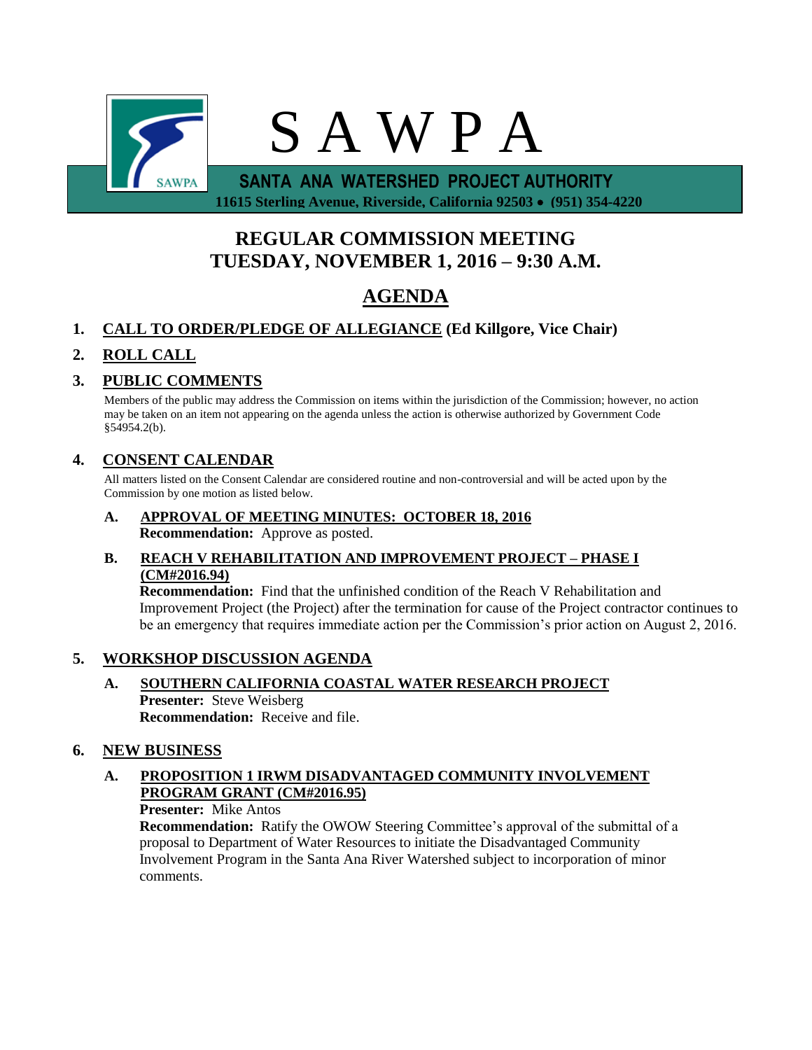# S A W P A

**SANTA ANA WATERSHED PROJECT AUTHORITY**

**11615 Sterling Avenue, Riverside, California 92503 • (951) 354-4220**

## REGULAR COMMISSION MEETING
## TUESDAY, NOVEMBER 1, 2016 – 9:30 A.M.

## AGENDA

**1. CALL TO ORDER/PLEDGE OF ALLEGIANCE (Ed Killgore, Vice Chair)**

**2. ROLL CALL**

**3. PUBLIC COMMENTS**

Members of the public may address the Commission on items within the jurisdiction of the Commission; however, no action may be taken on an item not appearing on the agenda unless the action is otherwise authorized by Government Code §54954.2(b).

**4. CONSENT CALENDAR**

All matters listed on the Consent Calendar are considered routine and non-controversial and will be acted upon by the Commission by one motion as listed below.

**A. APPROVAL OF MEETING MINUTES: OCTOBER 18, 2016**
**Recommendation:** Approve as posted.

**B. REACH V REHABILITATION AND IMPROVEMENT PROJECT – PHASE I (CM#2016.94)**
**Recommendation:** Find that the unfinished condition of the Reach V Rehabilitation and Improvement Project (the Project) after the termination for cause of the Project contractor continues to be an emergency that requires immediate action per the Commission's prior action on August 2, 2016.

**5. WORKSHOP DISCUSSION AGENDA**

**A. SOUTHERN CALIFORNIA COASTAL WATER RESEARCH PROJECT**
**Presenter:** Steve Weisberg
**Recommendation:** Receive and file.

**6. NEW BUSINESS**

**A. PROPOSITION 1 IRWM DISADVANTAGED COMMUNITY INVOLVEMENT PROGRAM GRANT (CM#2016.95)**
**Presenter:** Mike Antos
**Recommendation:** Ratify the OWOW Steering Committee's approval of the submittal of a proposal to Department of Water Resources to initiate the Disadvantaged Community Involvement Program in the Santa Ana River Watershed subject to incorporation of minor comments.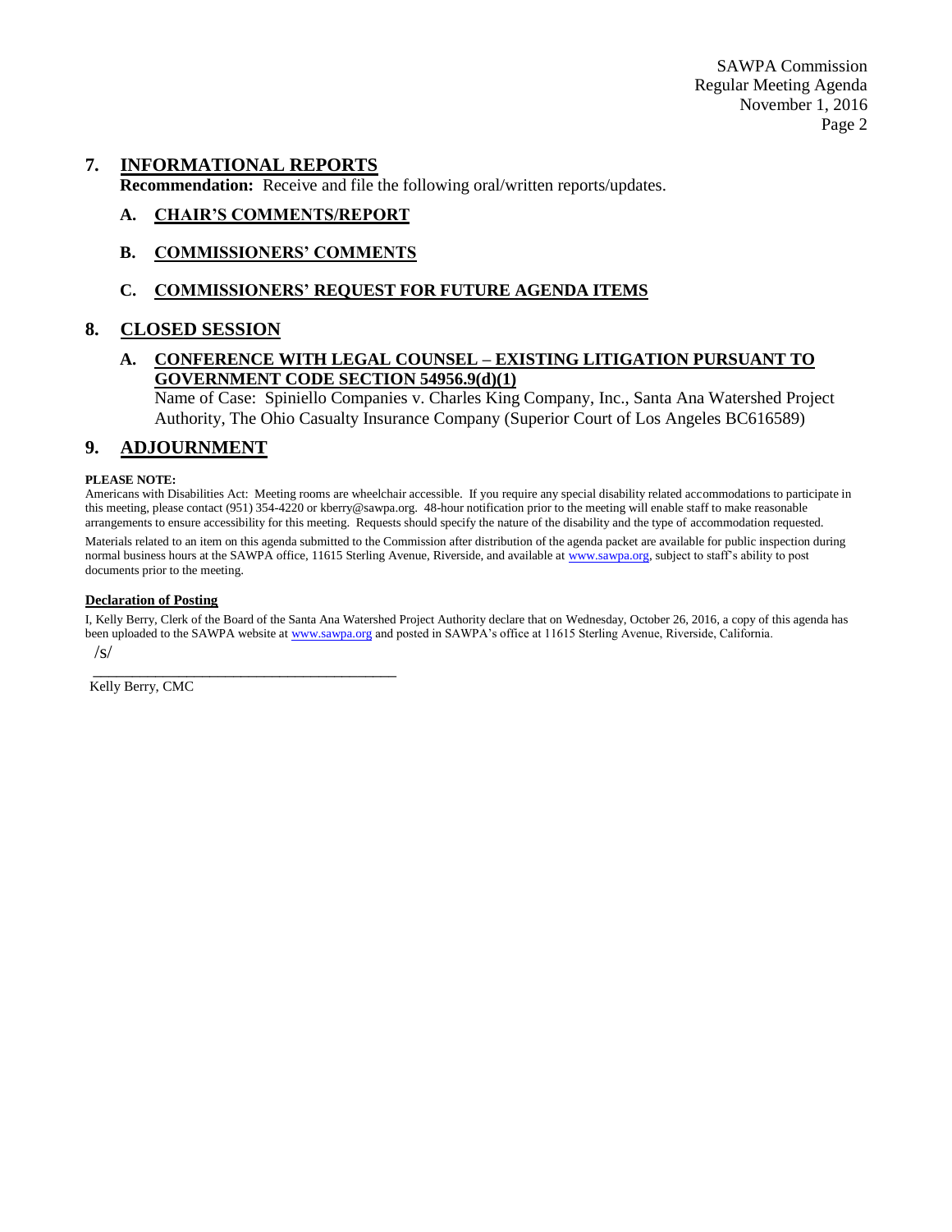## 7. INFORMATIONAL REPORTS

**Recommendation:** Receive and file the following oral/written reports/updates.

### A. CHAIR'S COMMENTS/REPORT

### B. COMMISSIONERS' COMMENTS

### C. COMMISSIONERS' REQUEST FOR FUTURE AGENDA ITEMS

## 8. CLOSED SESSION

### A. CONFERENCE WITH LEGAL COUNSEL – EXISTING LITIGATION PURSUANT TO GOVERNMENT CODE SECTION 54956.9(d)(1)

Name of Case: Spiniello Companies v. Charles King Company, Inc., Santa Ana Watershed Project Authority, The Ohio Casualty Insurance Company (Superior Court of Los Angeles BC616589)

## 9. ADJOURNMENT

**PLEASE NOTE:**

Americans with Disabilities Act: Meeting rooms are wheelchair accessible. If you require any special disability related accommodations to participate in this meeting, please contact (951) 354-4220 or kberry@sawpa.org. 48-hour notification prior to the meeting will enable staff to make reasonable arrangements to ensure accessibility for this meeting. Requests should specify the nature of the disability and the type of accommodation requested.

Materials related to an item on this agenda submitted to the Commission after distribution of the agenda packet are available for public inspection during normal business hours at the SAWPA office, 11615 Sterling Avenue, Riverside, and available at www.sawpa.org, subject to staff's ability to post documents prior to the meeting.

**Declaration of Posting**

I, Kelly Berry, Clerk of the Board of the Santa Ana Watershed Project Authority declare that on Wednesday, October 26, 2016, a copy of this agenda has been uploaded to the SAWPA website at www.sawpa.org and posted in SAWPA's office at 11615 Sterling Avenue, Riverside, California.

/s/

\_\_\_\_\_\_\_\_\_\_\_\_\_\_\_\_\_\_\_\_\_\_\_\_\_\_\_\_\_\_\_\_\_\_\_\_\_\_\_\_

Kelly Berry, CMC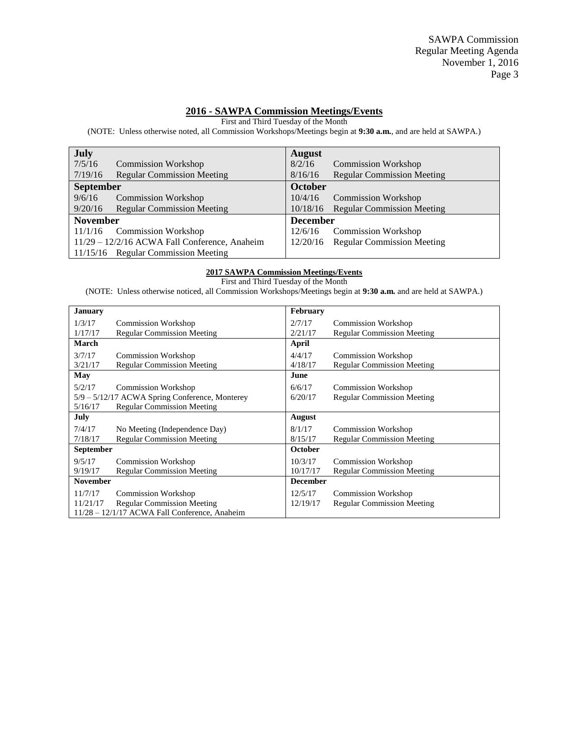## 2016 - SAWPA Commission Meetings/Events

First and Third Tuesday of the Month

(NOTE: Unless otherwise noted, all Commission Workshops/Meetings begin at **9:30 a.m.**, and are held at SAWPA.)

| | |
|---|---|
| **July** | **August** |
| 7/5/16 Commission Workshop | 8/2/16 Commission Workshop |
| 7/19/16 Regular Commission Meeting | 8/16/16 Regular Commission Meeting |
| **September** | **October** |
| 9/6/16 Commission Workshop | 10/4/16 Commission Workshop |
| 9/20/16 Regular Commission Meeting | 10/18/16 Regular Commission Meeting |
| **November** | **December** |
| 11/1/16 Commission Workshop | 12/6/16 Commission Workshop |
| 11/29 – 12/2/16 ACWA Fall Conference, Anaheim | 12/20/16 Regular Commission Meeting |
| 11/15/16 Regular Commission Meeting | |

## 2017 SAWPA Commission Meetings/Events

First and Third Tuesday of the Month

(NOTE: Unless otherwise noticed, all Commission Workshops/Meetings begin at **9:30 a.m.** and are held at SAWPA.)

| | |
|---|---|
| **January** | **February** |
| 1/3/17 Commission Workshop | 2/7/17 Commission Workshop |
| 1/17/17 Regular Commission Meeting | 2/21/17 Regular Commission Meeting |
| **March** | **April** |
| 3/7/17 Commission Workshop | 4/4/17 Commission Workshop |
| 3/21/17 Regular Commission Meeting | 4/18/17 Regular Commission Meeting |
| **May** | **June** |
| 5/2/17 Commission Workshop | 6/6/17 Commission Workshop |
| 5/9 – 5/12/17 ACWA Spring Conference, Monterey | 6/20/17 Regular Commission Meeting |
| 5/16/17 Regular Commission Meeting | |
| **July** | **August** |
| 7/4/17 No Meeting (Independence Day) | 8/1/17 Commission Workshop |
| 7/18/17 Regular Commission Meeting | 8/15/17 Regular Commission Meeting |
| **September** | **October** |
| 9/5/17 Commission Workshop | 10/3/17 Commission Workshop |
| 9/19/17 Regular Commission Meeting | 10/17/17 Regular Commission Meeting |
| **November** | **December** |
| 11/7/17 Commission Workshop | 12/5/17 Commission Workshop |
| 11/21/17 Regular Commission Meeting | 12/19/17 Regular Commission Meeting |
| 11/28 – 12/1/17 ACWA Fall Conference, Anaheim | |